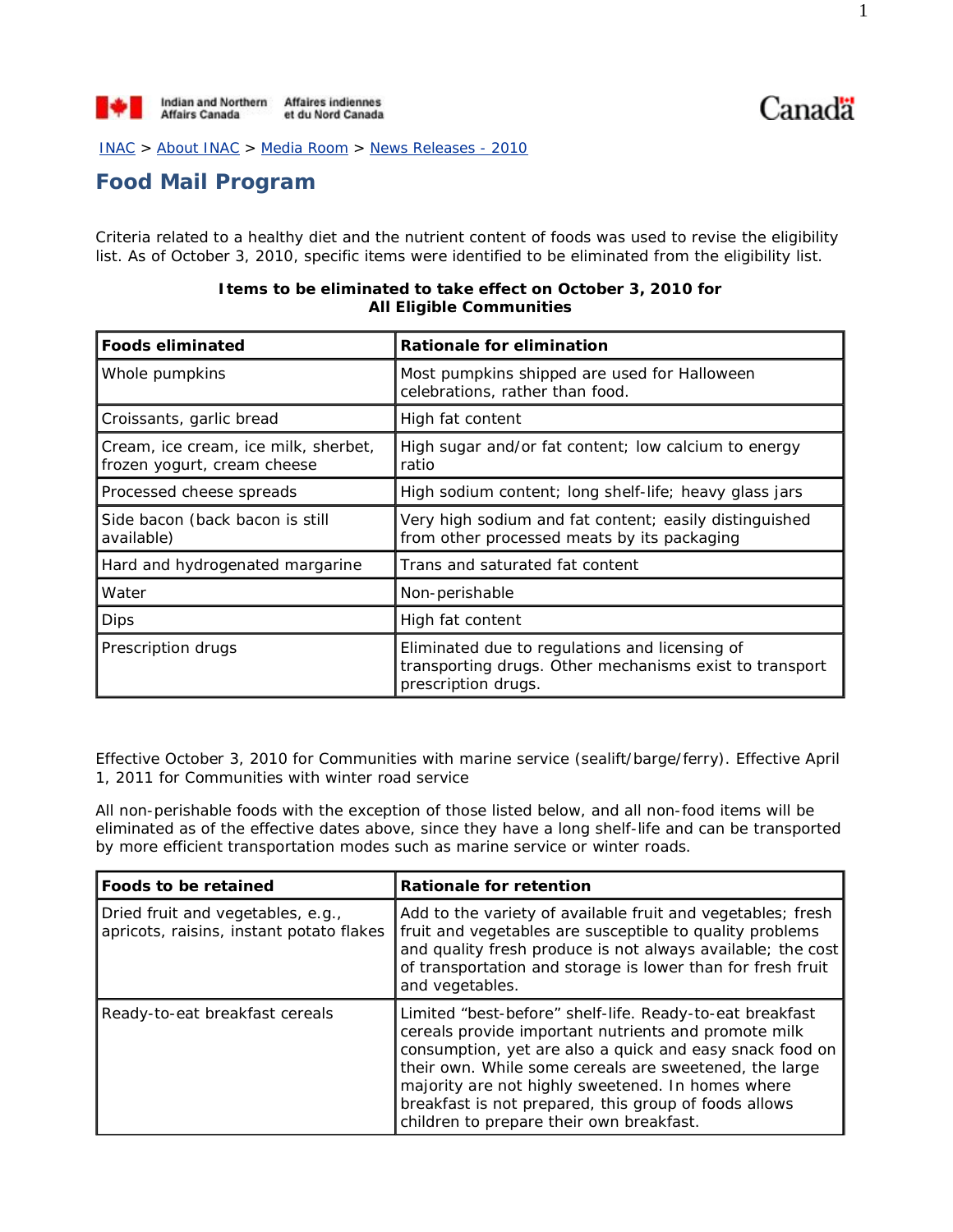Indian and Northern Affairs Canada / Affaires indiennes et du Nord Canada

Canada

INAC > About INAC > Media Room > News Releases - 2010

# Food Mail Program

Criteria related to a healthy diet and the nutrient content of foods was used to revise the eligibility list. As of October 3, 2010, specific items were identified to be eliminated from the eligibility list.

**Items to be eliminated to take effect on October 3, 2010 for All Eligible Communities**

| Foods eliminated | Rationale for elimination |
| --- | --- |
| Whole pumpkins | Most pumpkins shipped are used for Halloween celebrations, rather than food. |
| Croissants, garlic bread | High fat content |
| Cream, ice cream, ice milk, sherbet, frozen yogurt, cream cheese | High sugar and/or fat content; low calcium to energy ratio |
| Processed cheese spreads | High sodium content; long shelf-life; heavy glass jars |
| Side bacon (back bacon is still available) | Very high sodium and fat content; easily distinguished from other processed meats by its packaging |
| Hard and hydrogenated margarine | Trans and saturated fat content |
| Water | Non-perishable |
| Dips | High fat content |
| Prescription drugs | Eliminated due to regulations and licensing of transporting drugs. Other mechanisms exist to transport prescription drugs. |

Effective October 3, 2010 for Communities with marine service (sealift/barge/ferry). Effective April 1, 2011 for Communities with winter road service

All non-perishable foods with the exception of those listed below, and all non-food items will be eliminated as of the effective dates above, since they have a long shelf-life and can be transported by more efficient transportation modes such as marine service or winter roads.

| Foods to be retained | Rationale for retention |
| --- | --- |
| Dried fruit and vegetables, e.g., apricots, raisins, instant potato flakes | Add to the variety of available fruit and vegetables; fresh fruit and vegetables are susceptible to quality problems and quality fresh produce is not always available; the cost of transportation and storage is lower than for fresh fruit and vegetables. |
| Ready-to-eat breakfast cereals | Limited "best-before" shelf-life. Ready-to-eat breakfast cereals provide important nutrients and promote milk consumption, yet are also a quick and easy snack food on their own. While some cereals are sweetened, the large majority are not highly sweetened. In homes where breakfast is not prepared, this group of foods allows children to prepare their own breakfast. |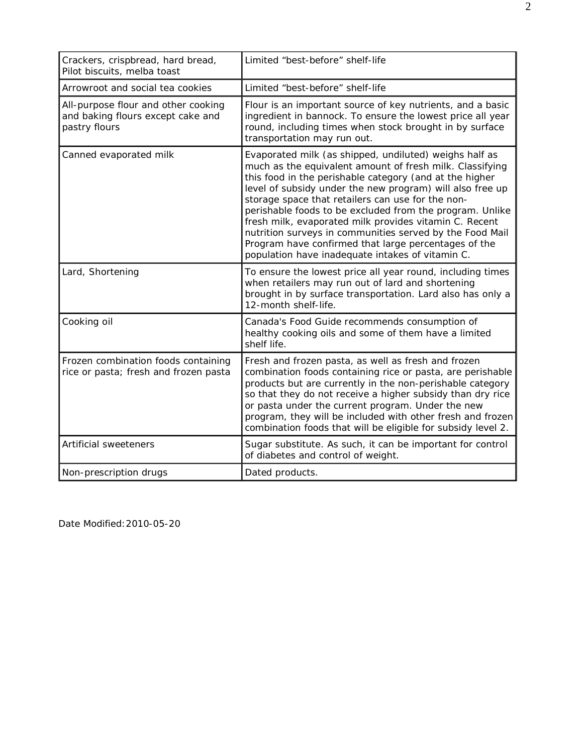| | |
|---|---|
| Crackers, crispbread, hard bread, Pilot biscuits, melba toast | Limited “best-before” shelf-life |
| Arrowroot and social tea cookies | Limited “best-before” shelf-life |
| All-purpose flour and other cooking and baking flours except cake and pastry flours | Flour is an important source of key nutrients, and a basic ingredient in bannock. To ensure the lowest price all year round, including times when stock brought in by surface transportation may run out. |
| Canned evaporated milk | Evaporated milk (as shipped, undiluted) weighs half as much as the equivalent amount of fresh milk. Classifying this food in the perishable category (and at the higher level of subsidy under the new program) will also free up storage space that retailers can use for the non-perishable foods to be excluded from the program. Unlike fresh milk, evaporated milk provides vitamin C. Recent nutrition surveys in communities served by the Food Mail Program have confirmed that large percentages of the population have inadequate intakes of vitamin C. |
| Lard, Shortening | To ensure the lowest price all year round, including times when retailers may run out of lard and shortening brought in by surface transportation. Lard also has only a 12-month shelf-life. |
| Cooking oil | Canada's Food Guide recommends consumption of healthy cooking oils and some of them have a limited shelf life. |
| Frozen combination foods containing rice or pasta; fresh and frozen pasta | Fresh and frozen pasta, as well as fresh and frozen combination foods containing rice or pasta, are perishable products but are currently in the non-perishable category so that they do not receive a higher subsidy than dry rice or pasta under the current program. Under the new program, they will be included with other fresh and frozen combination foods that will be eligible for subsidy level 2. |
| Artificial sweeteners | Sugar substitute. As such, it can be important for control of diabetes and control of weight. |
| Non-prescription drugs | Dated products. |

Date Modified: 2010-05-20